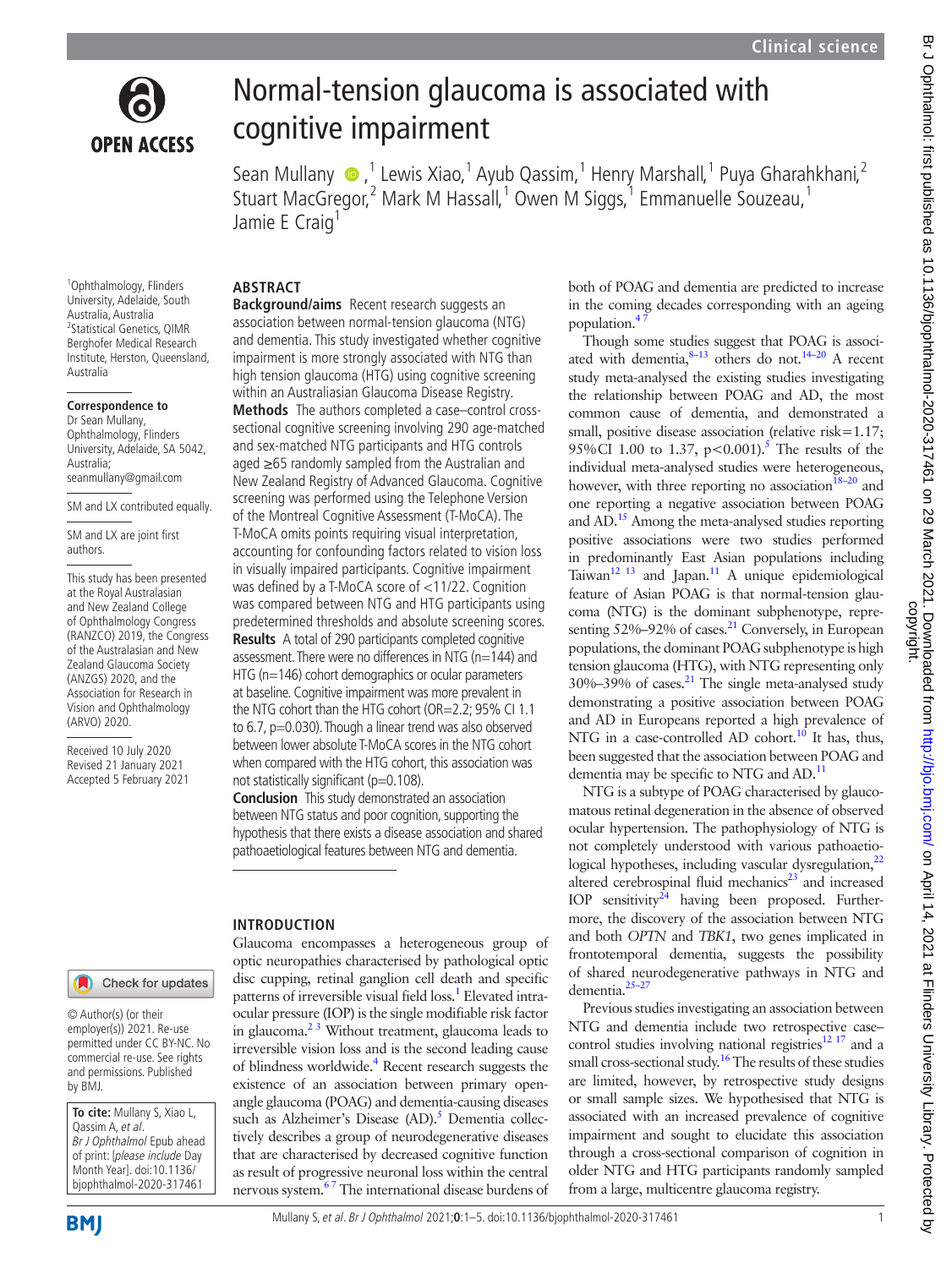# Normal-tension glaucoma is associated with cognitive impairment

Sean Mullany [1], Lewis Xiao [1], Ayub Qassim [1], Henry Marshall [1], Puya Gharahkhani [2], Stuart MacGregor [2], Mark M Hassall [1], Owen M Siggs [1], Emmanuelle Souzeau [1], Jamie E Craig [1]

[1] Ophthalmology, Flinders University, Adelaide, South Australia, Australia
[2] Statistical Genetics, QIMR Berghofer Medical Research Institute, Herston, Queensland, Australia

**Correspondence to**
Dr Sean Mullany, Ophthalmology, Flinders University, Adelaide, SA 5042, Australia; seanmullany@gmail.com

SM and LX contributed equally.

SM and LX are joint first authors.

This study has been presented at the Royal Australasian and New Zealand College of Ophthalmology Congress (RANZCO) 2019, the Congress of the Australasian and New Zealand Glaucoma Society (ANZGS) 2020, and the Association for Research in Vision and Ophthalmology (ARVO) 2020.

Received 10 July 2020
Revised 21 January 2021
Accepted 5 February 2021

© Author(s) (or their employer(s)) 2021. Re-use permitted under CC BY-NC. No commercial re-use. See rights and permissions. Published by BMJ.

**To cite:** Mullany S, Xiao L, Qassim A, *et al*. *Br J Ophthalmol* Epub ahead of print: [*please include* Day Month Year]. doi:10.1136/bjophthalmol-2020-317461

## ABSTRACT

**Background/aims** Recent research suggests an association between normal-tension glaucoma (NTG) and dementia. This study investigated whether cognitive impairment is more strongly associated with NTG than high tension glaucoma (HTG) using cognitive screening within an Australiasian Glaucoma Disease Registry.

**Methods** The authors completed a case–control cross-sectional cognitive screening involving 290 age-matched and sex-matched NTG participants and HTG controls aged ≥65 randomly sampled from the Australian and New Zealand Registry of Advanced Glaucoma. Cognitive screening was performed using the Telephone Version of the Montreal Cognitive Assessment (T-MoCA). The T-MoCA omits points requiring visual interpretation, accounting for confounding factors related to vision loss in visually impaired participants. Cognitive impairment was defined by a T-MoCA score of <11/22. Cognition was compared between NTG and HTG participants using predetermined thresholds and absolute screening scores.

**Results** A total of 290 participants completed cognitive assessment. There were no differences in NTG (n=144) and HTG (n=146) cohort demographics or ocular parameters at baseline. Cognitive impairment was more prevalent in the NTG cohort than the HTG cohort (OR=2.2; 95% CI 1.1 to 6.7, p=0.030). Though a linear trend was also observed between lower absolute T-MoCA scores in the NTG cohort when compared with the HTG cohort, this association was not statistically significant (p=0.108).

**Conclusion** This study demonstrated an association between NTG status and poor cognition, supporting the hypothesis that there exists a disease association and shared pathoaetiological features between NTG and dementia.

## INTRODUCTION

Glaucoma encompasses a heterogeneous group of optic neuropathies characterised by pathological optic disc cupping, retinal ganglion cell death and specific patterns of irreversible visual field loss.[1] Elevated intraocular pressure (IOP) is the single modifiable risk factor in glaucoma.[2 3] Without treatment, glaucoma leads to irreversible vision loss and is the second leading cause of blindness worldwide.[4] Recent research suggests the existence of an association between primary open-angle glaucoma (POAG) and dementia-causing diseases such as Alzheimer's Disease (AD).[5] Dementia collectively describes a group of neurodegenerative diseases that are characterised by decreased cognitive function as result of progressive neuronal loss within the central nervous system.[6 7] The international disease burdens of both of POAG and dementia are predicted to increase in the coming decades corresponding with an ageing population.[4 7]

Though some studies suggest that POAG is associated with dementia,[8–13] others do not.[14–20] A recent study meta-analysed the existing studies investigating the relationship between POAG and AD, the most common cause of dementia, and demonstrated a small, positive disease association (relative risk=1.17; 95%CI 1.00 to 1.37, p<0.001).[5] The results of the individual meta-analysed studies were heterogeneous, however, with three reporting no association[18–20] and one reporting a negative association between POAG and AD.[15] Among the meta-analysed studies reporting positive associations were two studies performed in predominantly East Asian populations including Taiwan[12 13] and Japan.[11] A unique epidemiological feature of Asian POAG is that normal-tension glaucoma (NTG) is the dominant subphenotype, representing 52%–92% of cases.[21] Conversely, in European populations, the dominant POAG subphenotype is high tension glaucoma (HTG), with NTG representing only 30%–39% of cases.[21] The single meta-analysed study demonstrating a positive association between POAG and AD in Europeans reported a high prevalence of NTG in a case-controlled AD cohort.[10] It has, thus, been suggested that the association between POAG and dementia may be specific to NTG and AD.[11]

NTG is a subtype of POAG characterised by glaucomatous retinal degeneration in the absence of observed ocular hypertension. The pathophysiology of NTG is not completely understood with various pathoaetiological hypotheses, including vascular dysregulation,[22] altered cerebrospinal fluid mechanics[23] and increased IOP sensitivity[24] having been proposed. Furthermore, the discovery of the association between NTG and both *OPTN* and *TBK1*, two genes implicated in frontotemporal dementia, suggests the possibility of shared neurodegenerative pathways in NTG and dementia.[25–27]

Previous studies investigating an association between NTG and dementia include two retrospective case–control studies involving national registries[12 17] and a small cross-sectional study.[16] The results of these studies are limited, however, by retrospective study designs or small sample sizes. We hypothesised that NTG is associated with an increased prevalence of cognitive impairment and sought to elucidate this association through a cross-sectional comparison of cognition in older NTG and HTG participants randomly sampled from a large, multicentre glaucoma registry.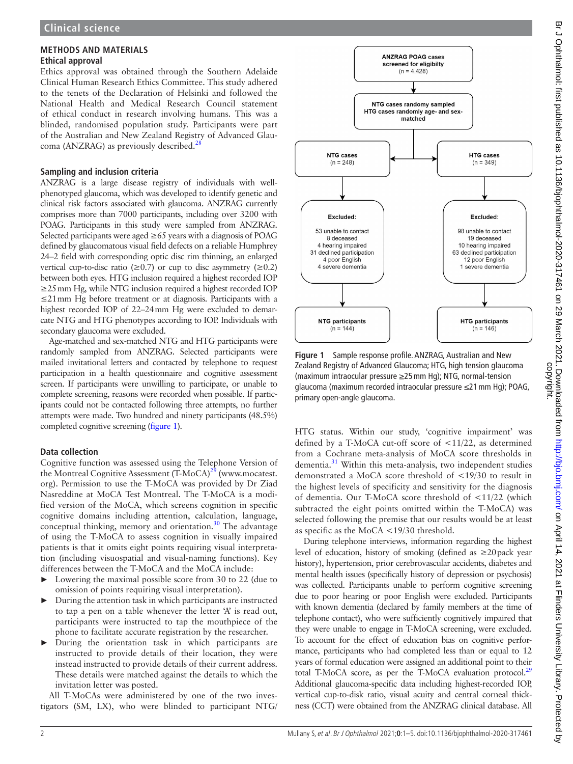## METHODS AND MATERIALS

### Ethical approval

Ethics approval was obtained through the Southern Adelaide Clinical Human Research Ethics Committee. This study adhered to the tenets of the Declaration of Helsinki and followed the National Health and Medical Research Council statement of ethical conduct in research involving humans. This was a blinded, randomised population study. Participants were part of the Australian and New Zealand Registry of Advanced Glaucoma (ANZRAG) as previously described.[28]

### Sampling and inclusion criteria

ANZRAG is a large disease registry of individuals with well-phenotyped glaucoma, which was developed to identify genetic and clinical risk factors associated with glaucoma. ANZRAG currently comprises more than 7000 participants, including over 3200 with POAG. Participants in this study were sampled from ANZRAG. Selected participants were aged ≥65 years with a diagnosis of POAG defined by glaucomatous visual field defects on a reliable Humphrey 24–2 field with corresponding optic disc rim thinning, an enlarged vertical cup-to-disc ratio (≥0.7) or cup to disc asymmetry (≥0.2) between both eyes. HTG inclusion required a highest recorded IOP ≥25 mm Hg, while NTG inclusion required a highest recorded IOP ≤21 mm Hg before treatment or at diagnosis. Participants with a highest recorded IOP of 22–24 mm Hg were excluded to demarcate NTG and HTG phenotypes according to IOP. Individuals with secondary glaucoma were excluded.

Age-matched and sex-matched NTG and HTG participants were randomly sampled from ANZRAG. Selected participants were mailed invitational letters and contacted by telephone to request participation in a health questionnaire and cognitive assessment screen. If participants were unwilling to participate, or unable to complete screening, reasons were recorded when possible. If participants could not be contacted following three attempts, no further attempts were made. Two hundred and ninety participants (48.5%) completed cognitive screening (figure 1).

ANZRAG POAG cases screened for eligibilty (n = 4,428)

NTG cases randomy sampled
HTG cases randomly age- and sex-matched

NTG cases (n = 248)

HTG cases (n = 349)

Excluded:
53 unable to contact
8 deceased
4 hearing impaired
31 declined participation
4 poor English
4 severe dementia

Excluded:
98 unable to contact
19 deceased
10 hearing impaired
63 declined participation
12 poor English
1 severe dementia

NTG participants (n = 144)

HTG participants (n = 146)

**Figure 1** Sample response profile. ANZRAG, Australian and New Zealand Registry of Advanced Glaucoma; HTG, high tension glaucoma (maximum intraocular pressure ≥25 mm Hg); NTG, normal-tension glaucoma (maximum recorded intraocular pressure ≤21 mm Hg); POAG, primary open-angle glaucoma.

### Data collection

Cognitive function was assessed using the Telephone Version of the Montreal Cognitive Assessment (T-MoCA)[29] (www.mocatest.org). Permission to use the T-MoCA was provided by Dr Ziad Nasreddine at MoCA Test Montreal. The T-MoCA is a modified version of the MoCA, which screens cognition in specific cognitive domains including attention, calculation, language, conceptual thinking, memory and orientation.[30] The advantage of using the T-MoCA to assess cognition in visually impaired patients is that it omits eight points requiring visual interpretation (including visuospatial and visual-naming functions). Key differences between the T-MoCA and the MoCA include:

- Lowering the maximal possible score from 30 to 22 (due to omission of points requiring visual interpretation).
- During the attention task in which participants are instructed to tap a pen on a table whenever the letter 'A' is read out, participants were instructed to tap the mouthpiece of the phone to facilitate accurate registration by the researcher.
- During the orientation task in which participants are instructed to provide details of their location, they were instead instructed to provide details of their current address. These details were matched against the details to which the invitation letter was posted.

All T-MoCAs were administered by one of the two investigators (SM, LX), who were blinded to participant NTG/HTG status. Within our study, 'cognitive impairment' was defined by a T-MoCA cut-off score of <11/22, as determined from a Cochrane meta-analysis of MoCA score thresholds in dementia.[31] Within this meta-analysis, two independent studies demonstrated a MoCA score threshold of <19/30 to result in the highest levels of specificity and sensitivity for the diagnosis of dementia. Our T-MoCA score threshold of <11/22 (which subtracted the eight points omitted within the T-MoCA) was selected following the premise that our results would be at least as specific as the MoCA <19/30 threshold.

During telephone interviews, information regarding the highest level of education, history of smoking (defined as ≥20 pack year history), hypertension, prior cerebrovascular accidents, diabetes and mental health issues (specifically history of depression or psychosis) was collected. Participants unable to perform cognitive screening due to poor hearing or poor English were excluded. Participants with known dementia (declared by family members at the time of telephone contact), who were sufficiently cognitively impaired that they were unable to engage in T-MoCA screening, were excluded. To account for the effect of education bias on cognitive performance, participants who had completed less than or equal to 12 years of formal education were assigned an additional point to their total T-MoCA score, as per the T-MoCA evaluation protocol.[29] Additional glaucoma-specific data including highest-recorded IOP, vertical cup-to-disk ratio, visual acuity and central corneal thickness (CCT) were obtained from the ANZRAG clinical database. All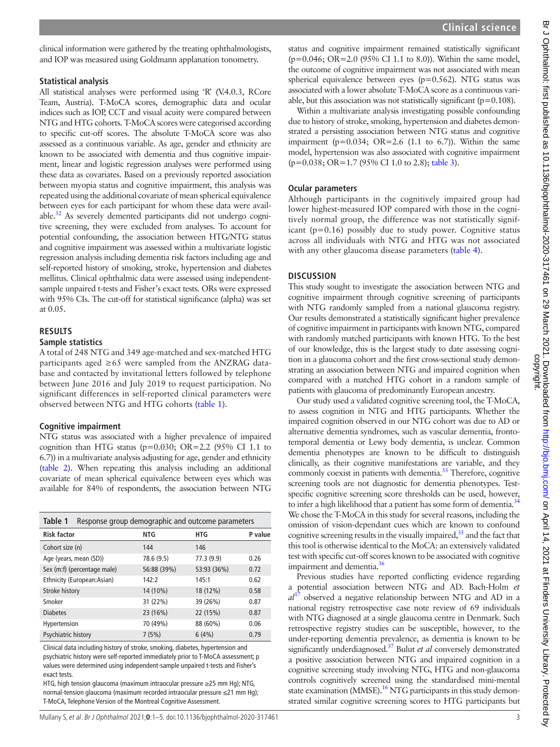clinical information were gathered by the treating ophthalmologists, and IOP was measured using Goldmann applanation tonometry.

### Statistical analysis

All statistical analyses were performed using 'R' (V.4.0.3, RCore Team, Austria). T-MoCA scores, demographic data and ocular indices such as IOP, CCT and visual acuity were compared between NTG and HTG cohorts. T-MoCA scores were categorised according to specific cut-off scores. The absolute T-MoCA score was also assessed as a continuous variable. As age, gender and ethnicity are known to be associated with dementia and thus cognitive impairment, linear and logistic regression analyses were performed using these data as covariates. Based on a previously reported association between myopia status and cognitive impairment, this analysis was repeated using the additional covariate of mean spherical equivalence between eyes for each participant for whom these data were available.[32] As severely demented participants did not undergo cognitive screening, they were excluded from analyses. To account for potential confounding, the association between HTG/NTG status and cognitive impairment was assessed within a multivariate logistic regression analysis including dementia risk factors including age and self-reported history of smoking, stroke, hypertension and diabetes mellitus. Clinical ophthalmic data were assessed using independent-sample unpaired t-tests and Fisher's exact tests. ORs were expressed with 95% CIs. The cut-off for statistical significance (alpha) was set at 0.05.

## RESULTS

### Sample statistics

A total of 248 NTG and 349 age-matched and sex-matched HTG participants aged ≥65 were sampled from the ANZRAG database and contacted by invitational letters followed by telephone between June 2016 and July 2019 to request participation. No significant differences in self-reported clinical parameters were observed between NTG and HTG cohorts (table 1).

### Cognitive impairment

NTG status was associated with a higher prevalence of impaired cognition than HTG status (p=0.030; OR=2.2 (95% CI 1.1 to 6.7)) in a multivariate analysis adjusting for age, gender and ethnicity (table 2). When repeating this analysis including an additional covariate of mean spherical equivalence between eyes which was available for 84% of respondents, the association between NTG status and cognitive impairment remained statistically significant (p=0.046; OR=2.0 (95% CI 1.1 to 8.0)). Within the same model, the outcome of cognitive impairment was not associated with mean spherical equivalence between eyes (p=0.562). NTG status was associated with a lower absolute T-MoCA score as a continuous variable, but this association was not statistically significant (p=0.108).

Within a multivariate analysis investigating possible confounding due to history of stroke, smoking, hypertension and diabetes demonstrated a persisting association between NTG status and cognitive impairment (p=0.034; OR=2.6 (1.1 to 6.7)). Within the same model, hypertension was also associated with cognitive impairment (p=0.038; OR=1.7 (95% CI 1.0 to 2.8); table 3).

**Table 1** Response group demographic and outcome parameters

| Risk factor | NTG | HTG | P value |
|---|---|---|---|
| Cohort size (n) | 144 | 146 | |
| Age (years, mean (SD)) | 78.6 (9.5) | 77.3 (9.9) | 0.26 |
| Sex (m:f) (percentage male) | 56:88 (39%) | 53:93 (36%) | 0.72 |
| Ethnicity (European:Asian) | 142:2 | 145:1 | 0.62 |
| Stroke history | 14 (10%) | 18 (12%) | 0.58 |
| Smoker | 31 (22%) | 39 (26%) | 0.87 |
| Diabetes | 23 (16%) | 22 (15%) | 0.87 |
| Hypertension | 70 (49%) | 88 (60%) | 0.06 |
| Psychiatric history | 7 (5%) | 6 (4%) | 0.79 |

Clinical data including history of stroke, smoking, diabetes, hypertension and psychiatric history were self-reported immediately prior to T-MoCA assessment; p values were determined using independent-sample unpaired t-tests and Fisher's exact tests.

HTG, high tension glaucoma (maximum intraocular pressure ≥25 mm Hg); NTG, normal-tension glaucoma (maximum recorded intraocular pressure ≤21 mm Hg); T-MoCA, Telephone Version of the Montreal Cognitive Assessment.

### Ocular parameters

Although participants in the cognitively impaired group had lower highest-measured IOP compared with those in the cognitively normal group, the difference was not statistically significant (p=0.16) possibly due to study power. Cognitive status across all individuals with NTG and HTG was not associated with any other glaucoma disease parameters (table 4).

## DISCUSSION

This study sought to investigate the association between NTG and cognitive impairment through cognitive screening of participants with NTG randomly sampled from a national glaucoma registry. Our results demonstrated a statistically significant higher prevalence of cognitive impairment in participants with known NTG, compared with randomly matched participants with known HTG. To the best of our knowledge, this is the largest study to date assessing cognition in a glaucoma cohort and the first cross-sectional study demonstrating an association between NTG and impaired cognition when compared with a matched HTG cohort in a random sample of patients with glaucoma of predominantly European ancestry.

Our study used a validated cognitive screening tool, the T-MoCA, to assess cognition in NTG and HTG participants. Whether the impaired cognition observed in our NTG cohort was due to AD or alternative dementia syndromes, such as vascular dementia, frontotemporal dementia or Lewy body dementia, is unclear. Common dementia phenotypes are known to be difficult to distinguish clinically, as their cognitive manifestations are variable, and they commonly coexist in patients with dementia.[33] Therefore, cognitive screening tools are not diagnostic for dementia phenotypes. Test-specific cognitive screening score thresholds can be used, however, to infer a high likelihood that a patient has some form of dementia.[34] We chose the T-MoCA in this study for several reasons, including the omission of vision-dependant cues which are known to confound cognitive screening results in the visually impaired,[35] and the fact that this tool is otherwise identical to the MoCA: an extensively validated test with specific cut-off scores known to be associated with cognitive impairment and dementia.[36]

Previous studies have reported conflicting evidence regarding a potential association between NTG and AD. Bach-Holm *et al*[17] observed a negative relationship between NTG and AD in a national registry retrospective case note review of 69 individuals with NTG diagnosed at a single glaucoma centre in Denmark. Such retrospective registry studies can be susceptible, however, to the under-reporting dementia prevalence, as dementia is known to be significantly underdiagnosed.[37] Bulut *et al* conversely demonstrated a positive association between NTG and impaired cognition in a cognitive screening study involving NTG, HTG and non-glaucoma controls cognitively screened using the standardised mini-mental state examination (MMSE).[16] NTG participants in this study demonstrated similar cognitive screening scores to HTG participants but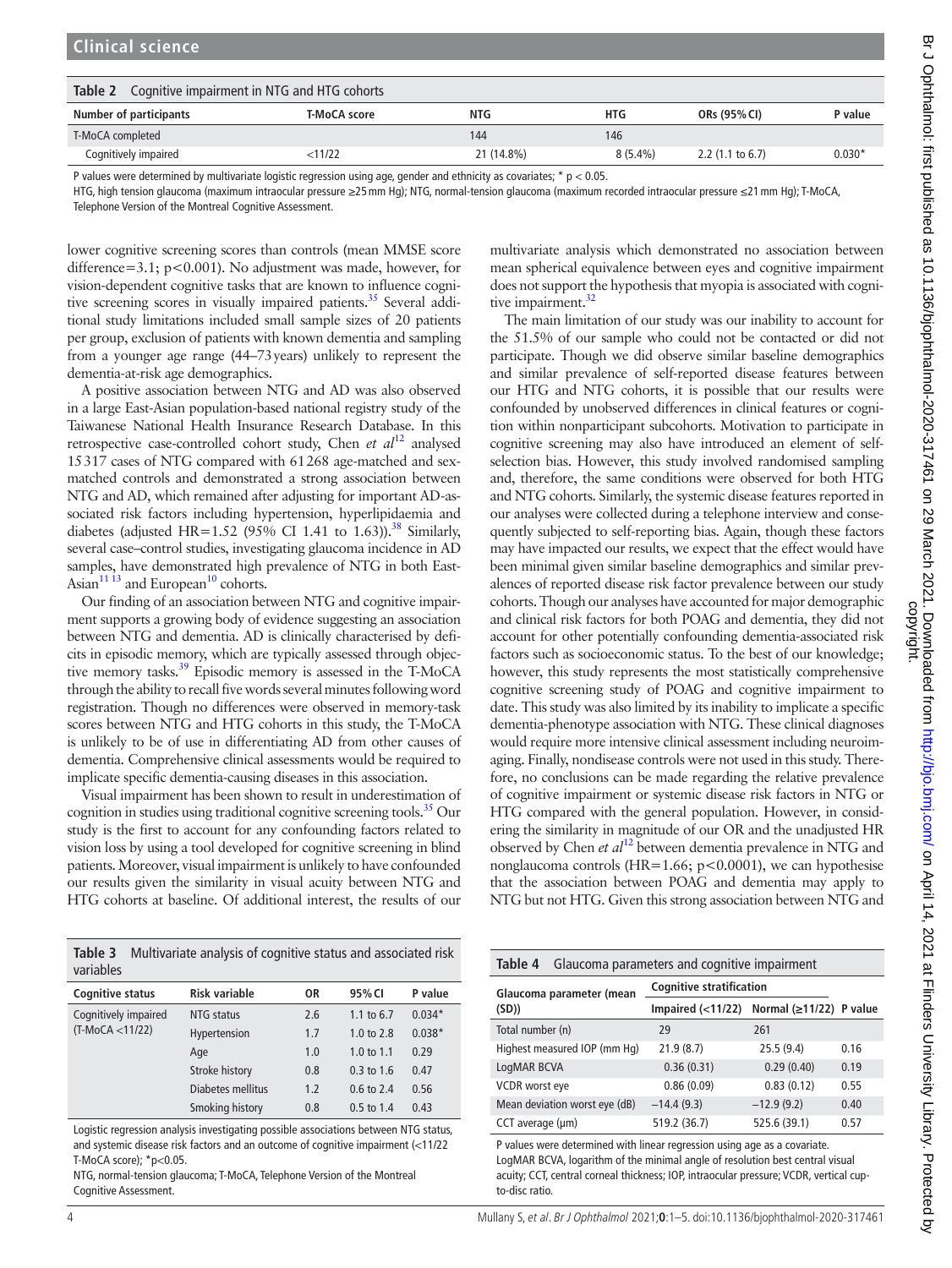**Table 2** Cognitive impairment in NTG and HTG cohorts

| Number of participants | T-MoCA score | NTG | HTG | ORs (95% CI) | P value |
|---|---|---|---|---|---|
| T-MoCA completed | | 144 | 146 | | |
| Cognitively impaired | <11/22 | 21 (14.8%) | 8 (5.4%) | 2.2 (1.1 to 6.7) | 0.030* |

P values were determined by multivariate logistic regression using age, gender and ethnicity as covariates; * p < 0.05.

HTG, high tension glaucoma (maximum intraocular pressure ≥25 mm Hg); NTG, normal-tension glaucoma (maximum recorded intraocular pressure ≤21 mm Hg); T-MoCA, Telephone Version of the Montreal Cognitive Assessment.

lower cognitive screening scores than controls (mean MMSE score difference=3.1; p<0.001). No adjustment was made, however, for vision-dependent cognitive tasks that are known to influence cognitive screening scores in visually impaired patients.[35] Several additional study limitations included small sample sizes of 20 patients per group, exclusion of patients with known dementia and sampling from a younger age range (44–73 years) unlikely to represent the dementia-at-risk age demographics.

A positive association between NTG and AD was also observed in a large East-Asian population-based national registry study of the Taiwanese National Health Insurance Research Database. In this retrospective case-controlled cohort study, Chen *et al*[12] analysed 15 317 cases of NTG compared with 61 268 age-matched and sex-matched controls and demonstrated a strong association between NTG and AD, which remained after adjusting for important AD-associated risk factors including hypertension, hyperlipidaemia and diabetes (adjusted HR=1.52 (95% CI 1.41 to 1.63)).[38] Similarly, several case–control studies, investigating glaucoma incidence in AD samples, have demonstrated high prevalence of NTG in both East-Asian[11 13] and European[10] cohorts.

Our finding of an association between NTG and cognitive impairment supports a growing body of evidence suggesting an association between NTG and dementia. AD is clinically characterised by deficits in episodic memory, which are typically assessed through objective memory tasks.[39] Episodic memory is assessed in the T-MoCA through the ability to recall five words several minutes following word registration. Though no differences were observed in memory-task scores between NTG and HTG cohorts in this study, the T-MoCA is unlikely to be of use in differentiating AD from other causes of dementia. Comprehensive clinical assessments would be required to implicate specific dementia-causing diseases in this association.

Visual impairment has been shown to result in underestimation of cognition in studies using traditional cognitive screening tools.[35] Our study is the first to account for any confounding factors related to vision loss by using a tool developed for cognitive screening in blind patients. Moreover, visual impairment is unlikely to have confounded our results given the similarity in visual acuity between NTG and HTG cohorts at baseline. Of additional interest, the results of our multivariate analysis which demonstrated no association between mean spherical equivalence between eyes and cognitive impairment does not support the hypothesis that myopia is associated with cognitive impairment.[32]

The main limitation of our study was our inability to account for the 51.5% of our sample who could not be contacted or did not participate. Though we did observe similar baseline demographics and similar prevalence of self-reported disease features between our HTG and NTG cohorts, it is possible that our results were confounded by unobserved differences in clinical features or cognition within nonparticipant subcohorts. Motivation to participate in cognitive screening may also have introduced an element of self-selection bias. However, this study involved randomised sampling and, therefore, the same conditions were observed for both HTG and NTG cohorts. Similarly, the systemic disease features reported in our analyses were collected during a telephone interview and consequently subjected to self-reporting bias. Again, though these factors may have impacted our results, we expect that the effect would have been minimal given similar baseline demographics and similar prevalences of reported disease risk factor prevalence between our study cohorts. Though our analyses have accounted for major demographic and clinical risk factors for both POAG and dementia, they did not account for other potentially confounding dementia-associated risk factors such as socioeconomic status. To the best of our knowledge; however, this study represents the most statistically comprehensive cognitive screening study of POAG and cognitive impairment to date. This study was also limited by its inability to implicate a specific dementia-phenotype association with NTG. These clinical diagnoses would require more intensive clinical assessment including neuroimaging. Finally, nondisease controls were not used in this study. Therefore, no conclusions can be made regarding the relative prevalence of cognitive impairment or systemic disease risk factors in NTG or HTG compared with the general population. However, in considering the similarity in magnitude of our OR and the unadjusted HR observed by Chen *et al*[12] between dementia prevalence in NTG and nonglaucoma controls (HR=1.66; p<0.0001), we can hypothesise that the association between POAG and dementia may apply to NTG but not HTG. Given this strong association between NTG and

**Table 3** Multivariate analysis of cognitive status and associated risk variables

| Cognitive status | Risk variable | OR | 95% CI | P value |
|---|---|---|---|---|
| Cognitively impaired (T-MoCA <11/22) | NTG status | 2.6 | 1.1 to 6.7 | 0.034* |
| | Hypertension | 1.7 | 1.0 to 2.8 | 0.038* |
| | Age | 1.0 | 1.0 to 1.1 | 0.29 |
| | Stroke history | 0.8 | 0.3 to 1.6 | 0.47 |
| | Diabetes mellitus | 1.2 | 0.6 to 2.4 | 0.56 |
| | Smoking history | 0.8 | 0.5 to 1.4 | 0.43 |

Logistic regression analysis investigating possible associations between NTG status, and systemic disease risk factors and an outcome of cognitive impairment (<11/22 T-MoCA score); *p<0.05.

NTG, normal-tension glaucoma; T-MoCA, Telephone Version of the Montreal Cognitive Assessment.

**Table 4** Glaucoma parameters and cognitive impairment

| Glaucoma parameter (mean (SD)) | Cognitive stratification | | |
|---|---|---|---|
| | Impaired (<11/22) | Normal (≥11/22) | P value |
| Total number (n) | 29 | 261 | |
| Highest measured IOP (mm Hg) | 21.9 (8.7) | 25.5 (9.4) | 0.16 |
| LogMAR BCVA | 0.36 (0.31) | 0.29 (0.40) | 0.19 |
| VCDR worst eye | 0.86 (0.09) | 0.83 (0.12) | 0.55 |
| Mean deviation worst eye (dB) | −14.4 (9.3) | −12.9 (9.2) | 0.40 |
| CCT average (µm) | 519.2 (36.7) | 525.6 (39.1) | 0.57 |

P values were determined with linear regression using age as a covariate.

LogMAR BCVA, logarithm of the minimal angle of resolution best central visual acuity; CCT, central corneal thickness; IOP, intraocular pressure; VCDR, vertical cup-to-disc ratio.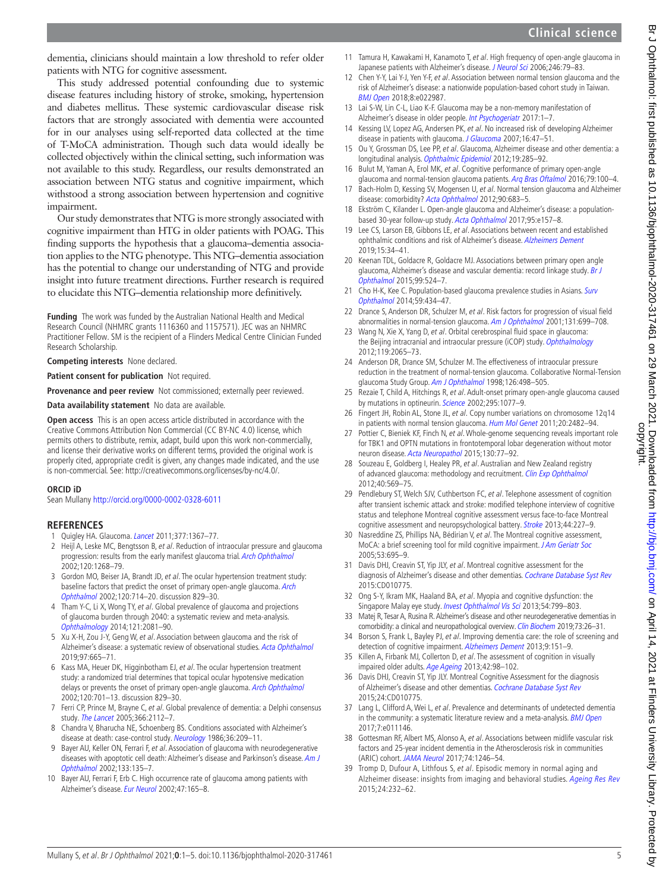dementia, clinicians should maintain a low threshold to refer older patients with NTG for cognitive assessment.

This study addressed potential confounding due to systemic disease features including history of stroke, smoking, hypertension and diabetes mellitus. These systemic cardiovascular disease risk factors that are strongly associated with dementia were accounted for in our analyses using self-reported data collected at the time of T-MoCA administration. Though such data would ideally be collected objectively within the clinical setting, such information was not available to this study. Regardless, our results demonstrated an association between NTG status and cognitive impairment, which withstood a strong association between hypertension and cognitive impairment.

Our study demonstrates that NTG is more strongly associated with cognitive impairment than HTG in older patients with POAG. This finding supports the hypothesis that a glaucoma–dementia association applies to the NTG phenotype. This NTG–dementia association has the potential to change our understanding of NTG and provide insight into future treatment directions. Further research is required to elucidate this NTG–dementia relationship more definitively.

**Funding** The work was funded by the Australian National Health and Medical Research Council (NHMRC grants 1116360 and 1157571). JEC was an NHMRC Practitioner Fellow. SM is the recipient of a Flinders Medical Centre Clinician Funded Research Scholarship.

**Competing interests** None declared.

**Patient consent for publication** Not required.

**Provenance and peer review** Not commissioned; externally peer reviewed.

**Data availability statement** No data are available.

**Open access** This is an open access article distributed in accordance with the Creative Commons Attribution Non Commercial (CC BY-NC 4.0) license, which permits others to distribute, remix, adapt, build upon this work non-commercially, and license their derivative works on different terms, provided the original work is properly cited, appropriate credit is given, any changes made indicated, and the use is non-commercial. See: http://creativecommons.org/licenses/by-nc/4.0/.

**ORCID iD**

Sean Mullany http://orcid.org/0000-0002-0328-6011

## REFERENCES

1. Quigley HA. Glaucoma. *Lancet* 2011;377:1367–77.
2. Heijl A, Leske MC, Bengtsson B, *et al*. Reduction of intraocular pressure and glaucoma progression: results from the early manifest glaucoma trial. *Arch Ophthalmol* 2002;120:1268–79.
3. Gordon MO, Beiser JA, Brandt JD, *et al*. The ocular hypertension treatment study: baseline factors that predict the onset of primary open-angle glaucoma. *Arch Ophthalmol* 2002;120:714–20. discussion 829–30.
4. Tham Y-C, Li X, Wong TY, *et al*. Global prevalence of glaucoma and projections of glaucoma burden through 2040: a systematic review and meta-analysis. *Ophthalmology* 2014;121:2081–90.
5. Xu X-H, Zou J-Y, Geng W, *et al*. Association between glaucoma and the risk of Alzheimer's disease: a systematic review of observational studies. *Acta Ophthalmol* 2019;97:665–71.
6. Kass MA, Heuer DK, Higginbotham EJ, *et al*. The ocular hypertension treatment study: a randomized trial determines that topical ocular hypotensive medication delays or prevents the onset of primary open-angle glaucoma. *Arch Ophthalmol* 2002;120:701–13. discussion 829–30.
7. Ferri CP, Prince M, Brayne C, *et al*. Global prevalence of dementia: a Delphi consensus study. *The Lancet* 2005;366:2112–7.
8. Chandra V, Bharucha NE, Schoenberg BS. Conditions associated with Alzheimer's disease at death: case-control study. *Neurology* 1986;36:209–11.
9. Bayer AU, Keller ON, Ferrari F, *et al*. Association of glaucoma with neurodegenerative diseases with apoptotic cell death: Alzheimer's disease and Parkinson's disease. *Am J Ophthalmol* 2002;133:135–7.
10. Bayer AU, Ferrari F, Erb C. High occurrence rate of glaucoma among patients with Alzheimer's disease. *Eur Neurol* 2002;47:165–8.
11. Tamura H, Kawakami H, Kanamoto T, *et al*. High frequency of open-angle glaucoma in Japanese patients with Alzheimer's disease. *J Neurol Sci* 2006;246:79–83.
12. Chen Y-Y, Lai Y-J, Yen Y-F, *et al*. Association between normal tension glaucoma and the risk of Alzheimer's disease: a nationwide population-based cohort study in Taiwan. *BMJ Open* 2018;8:e022987.
13. Lai S-W, Lin C-L, Liao K-F. Glaucoma may be a non-memory manifestation of Alzheimer's disease in older people. *Int Psychogeriatr* 2017:1–7.
14. Kessing LV, Lopez AG, Andersen PK, *et al*. No increased risk of developing Alzheimer disease in patients with glaucoma. *J Glaucoma* 2007;16:47–51.
15. Ou Y, Grossman DS, Lee PP, *et al*. Glaucoma, Alzheimer disease and other dementia: a longitudinal analysis. *Ophthalmic Epidemiol* 2012;19:285–92.
16. Bulut M, Yaman A, Erol MK, *et al*. Cognitive performance of primary open-angle glaucoma and normal-tension glaucoma patients. *Arq Bras Oftalmol* 2016;79:100–4.
17. Bach-Holm D, Kessing SV, Mogensen U, *et al*. Normal tension glaucoma and Alzheimer disease: comorbidity? *Acta Ophthalmol* 2012;90:683–5.
18. Ekström C, Kilander L. Open-angle glaucoma and Alzheimer's disease: a population-based 30-year follow-up study. *Acta Ophthalmol* 2017;95:e157–8.
19. Lee CS, Larson EB, Gibbons LE, *et al*. Associations between recent and established ophthalmic conditions and risk of Alzheimer's disease. *Alzheimers Dement* 2019;15:34–41.
20. Keenan TDL, Goldacre R, Goldacre MJ. Associations between primary open angle glaucoma, Alzheimer's disease and vascular dementia: record linkage study. *Br J Ophthalmol* 2015;99:524–7.
21. Cho H-K, Kee C. Population-based glaucoma prevalence studies in Asians. *Surv Ophthalmol* 2014;59:434–47.
22. Drance S, Anderson DR, Schulzer M, *et al*. Risk factors for progression of visual field abnormalities in normal-tension glaucoma. *Am J Ophthalmol* 2001;131:699–708.
23. Wang N, Xie X, Yang D, *et al*. Orbital cerebrospinal fluid space in glaucoma: the Beijing intracranial and intraocular pressure (iCOP) study. *Ophthalmology* 2012;119:2065–73.
24. Anderson DR, Drance SM, Schulzer M. The effectiveness of intraocular pressure reduction in the treatment of normal-tension glaucoma. Collaborative Normal-Tension glaucoma Study Group. *Am J Ophthalmol* 1998;126:498–505.
25. Rezaie T, Child A, Hitchings R, *et al*. Adult-onset primary open-angle glaucoma caused by mutations in optineurin. *Science* 2002;295:1077–9.
26. Fingert JH, Robin AL, Stone JL, *et al*. Copy number variations on chromosome 12q14 in patients with normal tension glaucoma. *Hum Mol Genet* 2011;20:2482–94.
27. Pottier C, Bieniek KF, Finch N, *et al*. Whole-genome sequencing reveals important role for TBK1 and OPTN mutations in frontotemporal lobar degeneration without motor neuron disease. *Acta Neuropathol* 2015;130:77–92.
28. Souzeau E, Goldberg I, Healey PR, *et al*. Australian and New Zealand registry of advanced glaucoma: methodology and recruitment. *Clin Exp Ophthalmol* 2012;40:569–75.
29. Pendlebury ST, Welch SJV, Cuthbertson FC, *et al*. Telephone assessment of cognition after transient ischemic attack and stroke: modified telephone interview of cognitive status and telephone Montreal cognitive assessment versus face-to-face Montreal cognitive assessment and neuropsychological battery. *Stroke* 2013;44:227–9.
30. Nasreddine ZS, Phillips NA, Bédirian V, *et al*. The Montreal cognitive assessment, MoCA: a brief screening tool for mild cognitive impairment. *J Am Geriatr Soc* 2005;53:695–9.
31. Davis DHJ, Creavin ST, Yip JLY, *et al*. Montreal cognitive assessment for the diagnosis of Alzheimer's disease and other dementias. *Cochrane Database Syst Rev* 2015:CD010775.
32. Ong S-Y, Ikram MK, Haaland BA, *et al*. Myopia and cognitive dysfunction: the Singapore Malay eye study. *Invest Ophthalmol Vis Sci* 2013;54:799–803.
33. Matej R, Tesar A, Rusina R. Alzheimer's disease and other neurodegenerative dementias in comorbidity: a clinical and neuropathological overview. *Clin Biochem* 2019;73:26–31.
34. Borson S, Frank L, Bayley PJ, *et al*. Improving dementia care: the role of screening and detection of cognitive impairment. *Alzheimers Dement* 2013;9:151–9.
35. Killen A, Firbank MJ, Collerton D, *et al*. The assessment of cognition in visually impaired older adults. *Age Ageing* 2013;42:98–102.
36. Davis DHJ, Creavin ST, Yip JLY. Montreal Cognitive Assessment for the diagnosis of Alzheimer's disease and other dementias. *Cochrane Database Syst Rev* 2015;24:CD010775.
37. Lang L, Clifford A, Wei L, *et al*. Prevalence and determinants of undetected dementia in the community: a systematic literature review and a meta-analysis. *BMJ Open* 2017;7:e011146.
38. Gottesman RF, Albert MS, Alonso A, *et al*. Associations between midlife vascular risk factors and 25-year incident dementia in the Atherosclerosis risk in communities (ARIC) cohort. *JAMA Neurol* 2017;74:1246–54.
39. Tromp D, Dufour A, Lithfous S, *et al*. Episodic memory in normal aging and Alzheimer disease: insights from imaging and behavioral studies. *Ageing Res Rev* 2015;24:232–62.